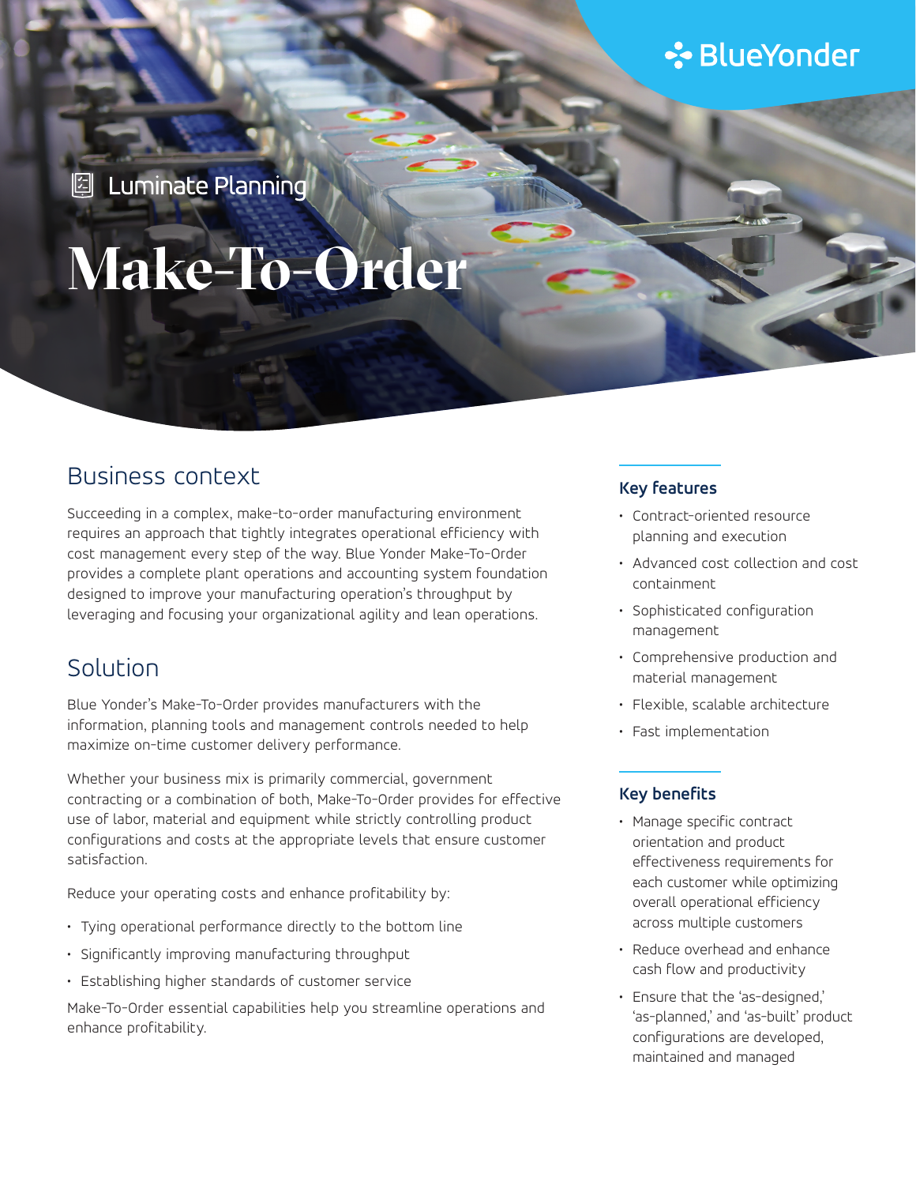BlueYonder

Luminate Planning

# Make-To-Order

## Business context

Succeeding in a complex, make-to-order manufacturing environment requires an approach that tightly integrates operational efficiency with cost management every step of the way. Blue Yonder Make-To-Order provides a complete plant operations and accounting system foundation designed to improve your manufacturing operation's throughput by leveraging and focusing your organizational agility and lean operations.

## Solution

Blue Yonder's Make-To-Order provides manufacturers with the information, planning tools and management controls needed to help maximize on-time customer delivery performance.

Whether your business mix is primarily commercial, government contracting or a combination of both, Make-To-Order provides for effective use of labor, material and equipment while strictly controlling product configurations and costs at the appropriate levels that ensure customer satisfaction.

Reduce your operating costs and enhance profitability by:

- Tying operational performance directly to the bottom line
- Significantly improving manufacturing throughput
- Establishing higher standards of customer service

Make-To-Order essential capabilities help you streamline operations and enhance profitability.

### Key features

- Contract-oriented resource planning and execution
- Advanced cost collection and cost containment
- Sophisticated configuration management
- Comprehensive production and material management
- Flexible, scalable architecture
- Fast implementation

### Key benefits

- Manage specific contract orientation and product effectiveness requirements for each customer while optimizing overall operational efficiency across multiple customers
- Reduce overhead and enhance cash flow and productivity
- Ensure that the 'as-designed,' 'as-planned,' and 'as-built' product configurations are developed, maintained and managed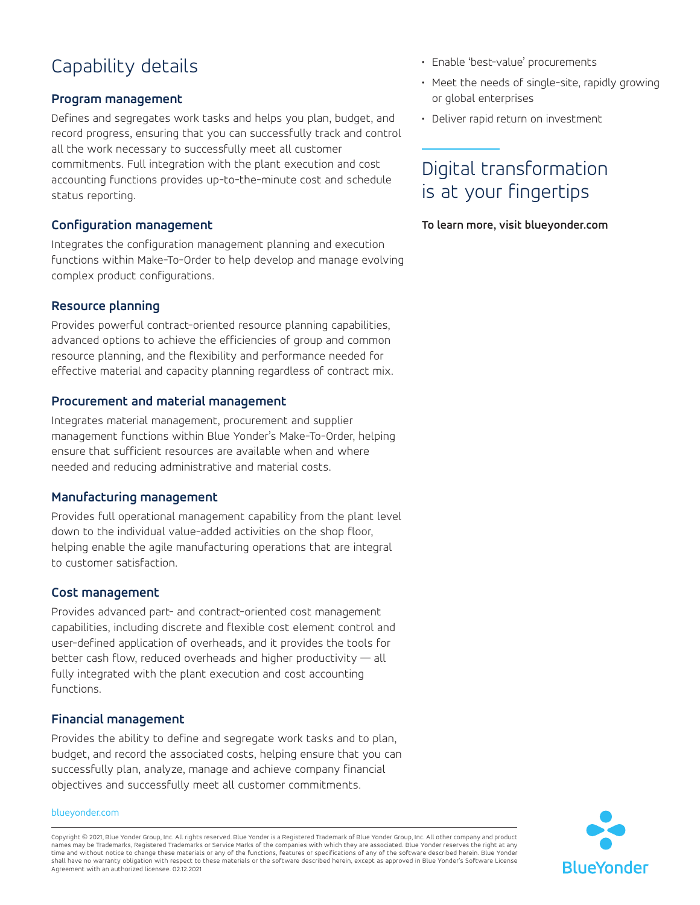# Capability details

### Program management

Defines and segregates work tasks and helps you plan, budget, and record progress, ensuring that you can successfully track and control all the work necessary to successfully meet all customer commitments. Full integration with the plant execution and cost accounting functions provides up-to-the-minute cost and schedule status reporting.

### Configuration management

Integrates the configuration management planning and execution functions within Make-To-Order to help develop and manage evolving complex product configurations.

### Resource planning

Provides powerful contract-oriented resource planning capabilities, advanced options to achieve the efficiencies of group and common resource planning, and the flexibility and performance needed for effective material and capacity planning regardless of contract mix.

### Procurement and material management

Integrates material management, procurement and supplier management functions within Blue Yonder's Make-To-Order, helping ensure that sufficient resources are available when and where needed and reducing administrative and material costs.

### Manufacturing management

Provides full operational management capability from the plant level down to the individual value-added activities on the shop floor, helping enable the agile manufacturing operations that are integral to customer satisfaction.

### Cost management

Provides advanced part- and contract-oriented cost management capabilities, including discrete and flexible cost element control and user-defined application of overheads, and it provides the tools for better cash flow, reduced overheads and higher productivity — all fully integrated with the plant execution and cost accounting functions.

### Financial management

Provides the ability to define and segregate work tasks and to plan, budget, and record the associated costs, helping ensure that you can successfully plan, analyze, manage and achieve company financial objectives and successfully meet all customer commitments.

- Enable 'best-value' procurements
- Meet the needs of single-site, rapidly growing or global enterprises
- Deliver rapid return on investment

## Digital transformation is at your fingertips

**To learn more, visit blueyonder.com**

blueyonder.com

Copyright © 2021, Blue Yonder Group, Inc. All rights reserved. Blue Yonder is a Registered Trademark of Blue Yonder Group, Inc. All other company and product names may be Trademarks, Registered Trademarks or Service Marks of the companies with which they are associated. Blue Yonder reserves the right at any time and without notice to change these materials or any of the functions, features or specifications of any of the software described herein. Blue Yonder shall have no warranty obligation with respect to these materials or the software described herein, except as approved in Blue Yonder's Software License Agreement with an authorized licensee. 02.12.2021

BlueYonder